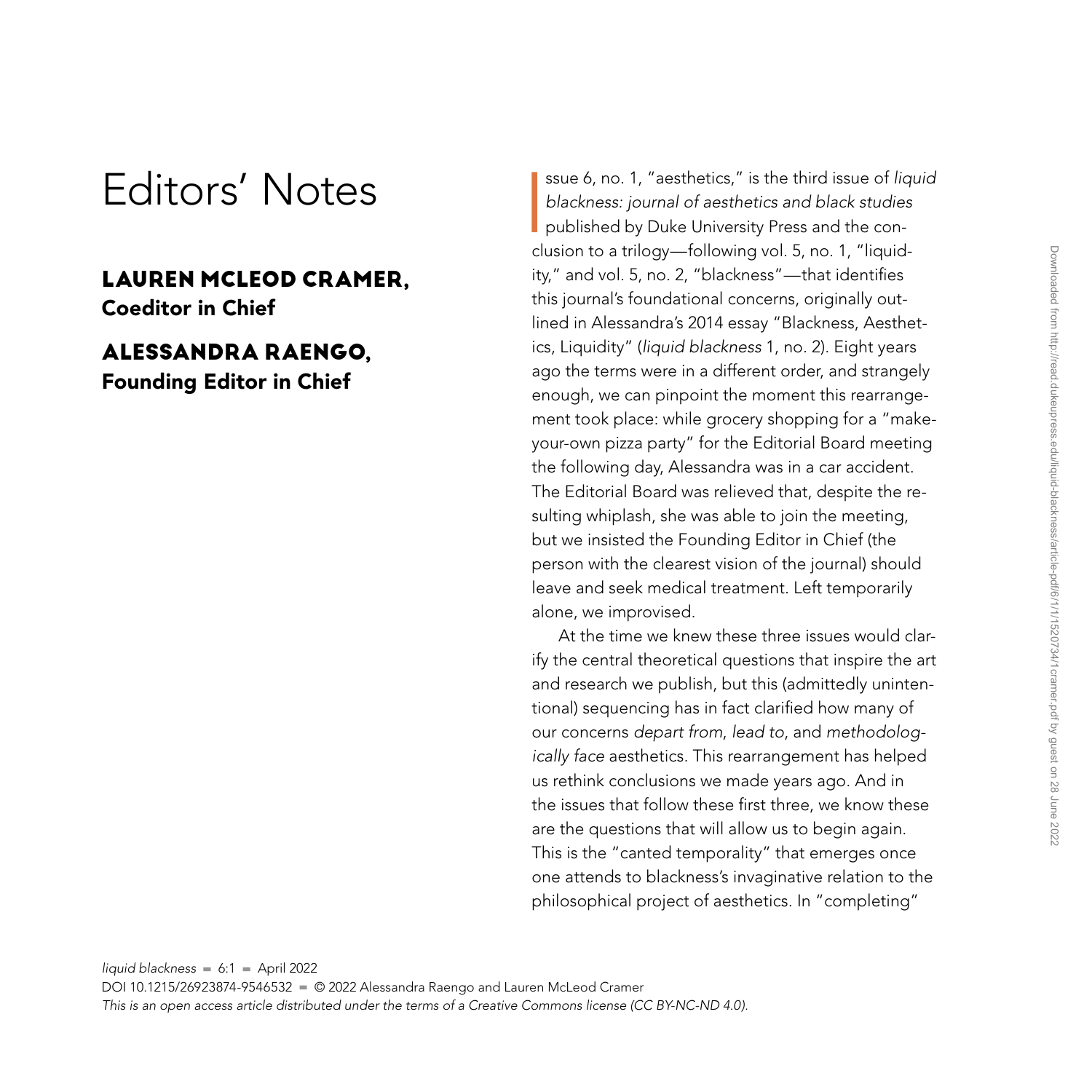# Editors' Notes

## LAUREN MCLEOD CRAMER, Coeditor in Chief

## ALESSANDRA RAENGO, Founding Editor in Chief

Issue 6, no. 1, "aesthetics," is the third issue of *liquid blackness: journal of aesthetics and black studies* published by Duke University Press and the conclusion to a trilogy—following vol. 5, no. 1, "liquidity," and vol. 5, no. 2, "blackness"—that identifies this journal's foundational concerns, originally outlined in Alessandra's 2014 essay "Blackness, Aesthetics, Liquidity" (*liquid blackness* 1, no. 2). Eight years ago the terms were in a different order, and strangely enough, we can pinpoint the moment this rearrangement took place: while grocery shopping for a "make-your-own pizza party" for the Editorial Board meeting the following day, Alessandra was in a car accident. The Editorial Board was relieved that, despite the resulting whiplash, she was able to join the meeting, but we insisted the Founding Editor in Chief (the person with the clearest vision of the journal) should leave and seek medical treatment. Left temporarily alone, we improvised.

At the time we knew these three issues would clarify the central theoretical questions that inspire the art and research we publish, but this (admittedly unintentional) sequencing has in fact clarified how many of our concerns *depart from*, *lead to*, and *methodologically face* aesthetics. This rearrangement has helped us rethink conclusions we made years ago. And in the issues that follow these first three, we know these are the questions that will allow us to begin again. This is the "canted temporality" that emerges once one attends to blackness's invaginative relation to the philosophical project of aesthetics. In "completing"

DOI 10.1215/26923874-9546532 ▪ © 2022 Alessandra Raengo and Lauren McLeod Cramer
*This is an open access article distributed under the terms of a Creative Commons license (CC BY-NC-ND 4.0).*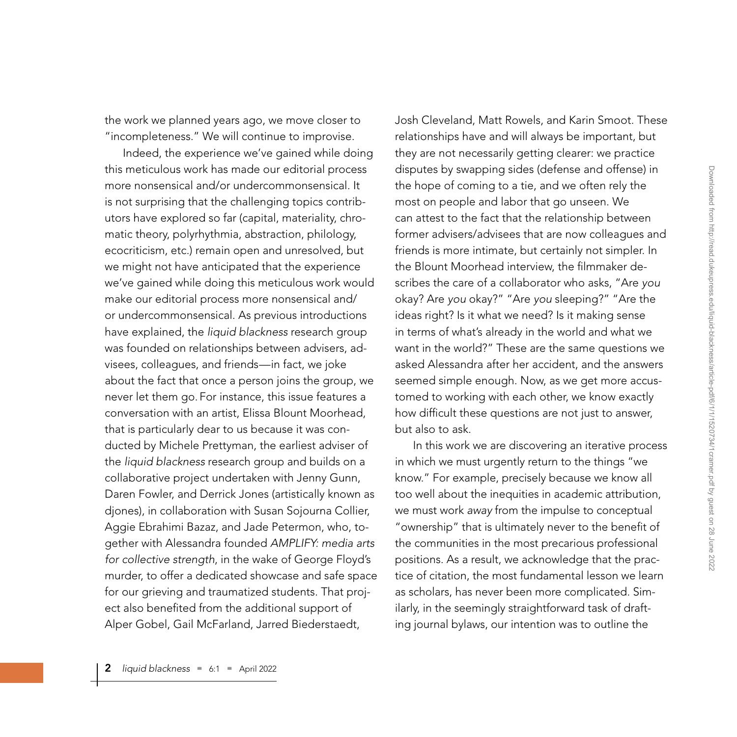the work we planned years ago, we move closer to "incompleteness." We will continue to improvise.

Indeed, the experience we've gained while doing this meticulous work has made our editorial process more nonsensical and/or undercommonsensical. It is not surprising that the challenging topics contributors have explored so far (capital, materiality, chromatic theory, polyrhythmia, abstraction, philology, ecocriticism, etc.) remain open and unresolved, but we might not have anticipated that the experience we've gained while doing this meticulous work would make our editorial process more nonsensical and/or undercommonsensical. As previous introductions have explained, the *liquid blackness* research group was founded on relationships between advisers, advisees, colleagues, and friends—in fact, we joke about the fact that once a person joins the group, we never let them go. For instance, this issue features a conversation with an artist, Elissa Blount Moorhead, that is particularly dear to us because it was conducted by Michele Prettyman, the earliest adviser of the *liquid blackness* research group and builds on a collaborative project undertaken with Jenny Gunn, Daren Fowler, and Derrick Jones (artistically known as djones), in collaboration with Susan Sojourna Collier, Aggie Ebrahimi Bazaz, and Jade Petermon, who, together with Alessandra founded *AMPLIFY: media arts for collective strength*, in the wake of George Floyd's murder, to offer a dedicated showcase and safe space for our grieving and traumatized students. That project also benefited from the additional support of Alper Gobel, Gail McFarland, Jarred Biederstaedt, Josh Cleveland, Matt Rowels, and Karin Smoot. These relationships have and will always be important, but they are not necessarily getting clearer: we practice disputes by swapping sides (defense and offense) in the hope of coming to a tie, and we often rely the most on people and labor that go unseen. We can attest to the fact that the relationship between former advisers/advisees that are now colleagues and friends is more intimate, but certainly not simpler. In the Blount Moorhead interview, the filmmaker describes the care of a collaborator who asks, "Are *you* okay? Are *you* okay?" "Are *you* sleeping?" "Are the ideas right? Is it what we need? Is it making sense in terms of what's already in the world and what we want in the world?" These are the same questions we asked Alessandra after her accident, and the answers seemed simple enough. Now, as we get more accustomed to working with each other, we know exactly how difficult these questions are not just to answer, but also to ask.

In this work we are discovering an iterative process in which we must urgently return to the things "we know." For example, precisely because we know all too well about the inequities in academic attribution, we must work *away* from the impulse to conceptual "ownership" that is ultimately never to the benefit of the communities in the most precarious professional positions. As a result, we acknowledge that the practice of citation, the most fundamental lesson we learn as scholars, has never been more complicated. Similarly, in the seemingly straightforward task of drafting journal bylaws, our intention was to outline the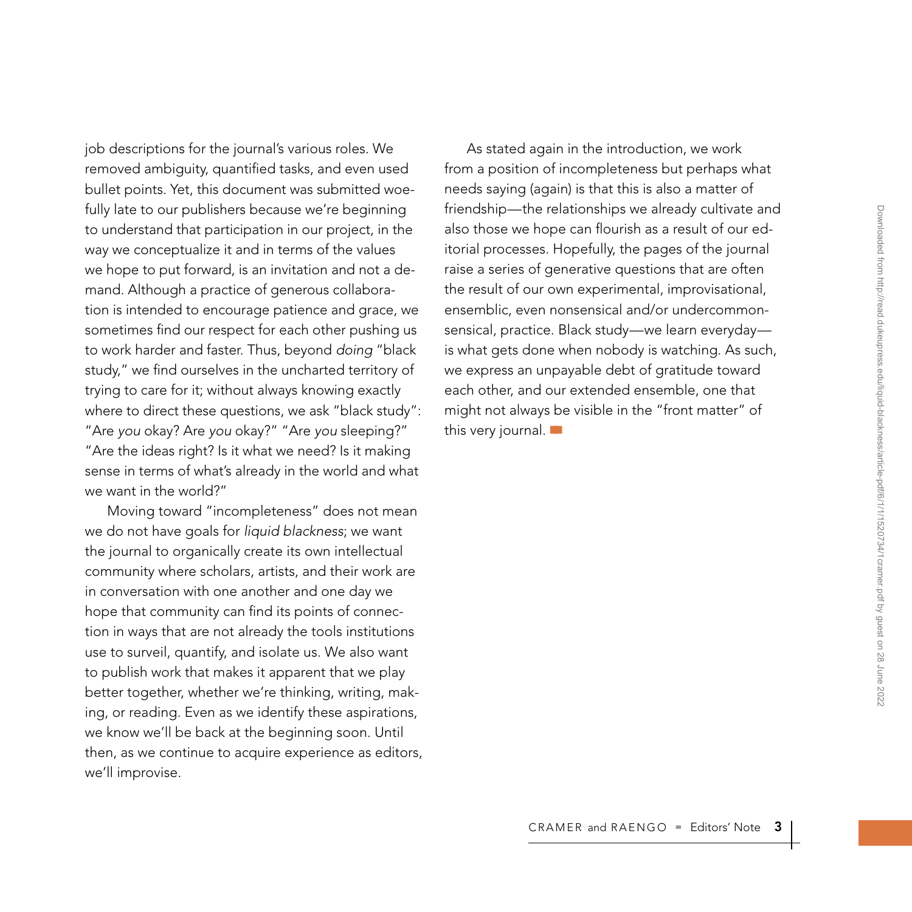job descriptions for the journal's various roles. We removed ambiguity, quantified tasks, and even used bullet points. Yet, this document was submitted woefully late to our publishers because we're beginning to understand that participation in our project, in the way we conceptualize it and in terms of the values we hope to put forward, is an invitation and not a demand. Although a practice of generous collaboration is intended to encourage patience and grace, we sometimes find our respect for each other pushing us to work harder and faster. Thus, beyond *doing* "black study," we find ourselves in the uncharted territory of trying to care for it; without always knowing exactly where to direct these questions, we ask "black study": "Are *you* okay? Are *you* okay?" "Are *you* sleeping?" "Are the ideas right? Is it what we need? Is it making sense in terms of what's already in the world and what we want in the world?"

Moving toward "incompleteness" does not mean we do not have goals for *liquid blackness*; we want the journal to organically create its own intellectual community where scholars, artists, and their work are in conversation with one another and one day we hope that community can find its points of connection in ways that are not already the tools institutions use to surveil, quantify, and isolate us. We also want to publish work that makes it apparent that we play better together, whether we're thinking, writing, making, or reading. Even as we identify these aspirations, we know we'll be back at the beginning soon. Until then, as we continue to acquire experience as editors, we'll improvise.

As stated again in the introduction, we work from a position of incompleteness but perhaps what needs saying (again) is that this is also a matter of friendship—the relationships we already cultivate and also those we hope can flourish as a result of our editorial processes. Hopefully, the pages of the journal raise a series of generative questions that are often the result of our own experimental, improvisational, ensemblic, even nonsensical and/or undercommonsensical, practice. Black study—we learn everyday—is what gets done when nobody is watching. As such, we express an unpayable debt of gratitude toward each other, and our extended ensemble, one that might not always be visible in the "front matter" of this very journal.